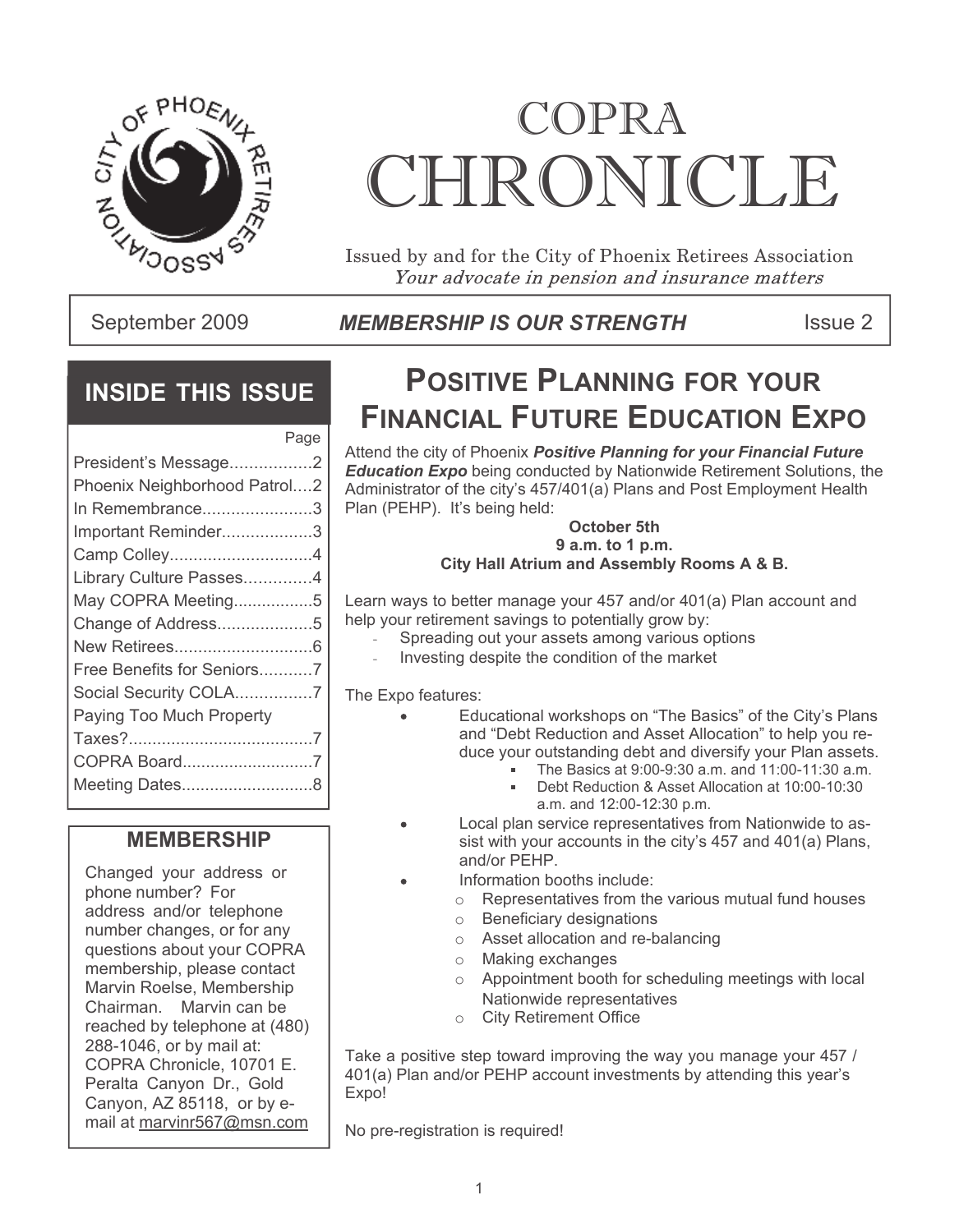# COPRA CHRONICLE

Issued by and for the City of Phoenix Retirees Association
*Your advocate in pension and insurance matters*

September 2009 | ***MEMBERSHIP IS OUR STRENGTH*** | Issue 2

## INSIDE THIS ISSUE

| | Page |
|---|---|
| President's Message | 2 |
| Phoenix Neighborhood Patrol | 2 |
| In Remembrance | 3 |
| Important Reminder | 3 |
| Camp Colley | 4 |
| Library Culture Passes | 4 |
| May COPRA Meeting | 5 |
| Change of Address | 5 |
| New Retirees | 6 |
| Free Benefits for Seniors | 7 |
| Social Security COLA | 7 |
| Paying Too Much Property Taxes? | 7 |
| COPRA Board | 7 |
| Meeting Dates | 8 |

## MEMBERSHIP

Changed your address or phone number? For address and/or telephone number changes, or for any questions about your COPRA membership, please contact Marvin Roelse, Membership Chairman. Marvin can be reached by telephone at (480) 288-1046, or by mail at: COPRA Chronicle, 10701 E. Peralta Canyon Dr., Gold Canyon, AZ 85118, or by e-mail at marvinr567@msn.com

## POSITIVE PLANNING FOR YOUR FINANCIAL FUTURE EDUCATION EXPO

Attend the city of Phoenix ***Positive Planning for your Financial Future Education Expo*** being conducted by Nationwide Retirement Solutions, the Administrator of the city's 457/401(a) Plans and Post Employment Health Plan (PEHP). It's being held:

**October 5th**
**9 a.m. to 1 p.m.**
**City Hall Atrium and Assembly Rooms A & B.**

Learn ways to better manage your 457 and/or 401(a) Plan account and help your retirement savings to potentially grow by:

- Spreading out your assets among various options
- Investing despite the condition of the market

The Expo features:

- Educational workshops on "The Basics" of the City's Plans and "Debt Reduction and Asset Allocation" to help you reduce your outstanding debt and diversify your Plan assets.
  - The Basics at 9:00-9:30 a.m. and 11:00-11:30 a.m.
  - Debt Reduction & Asset Allocation at 10:00-10:30 a.m. and 12:00-12:30 p.m.
- Local plan service representatives from Nationwide to assist with your accounts in the city's 457 and 401(a) Plans, and/or PEHP.
- Information booths include:
  - Representatives from the various mutual fund houses
  - Beneficiary designations
  - Asset allocation and re-balancing
  - Making exchanges
  - Appointment booth for scheduling meetings with local Nationwide representatives
  - City Retirement Office

Take a positive step toward improving the way you manage your 457 / 401(a) Plan and/or PEHP account investments by attending this year's Expo!

No pre-registration is required!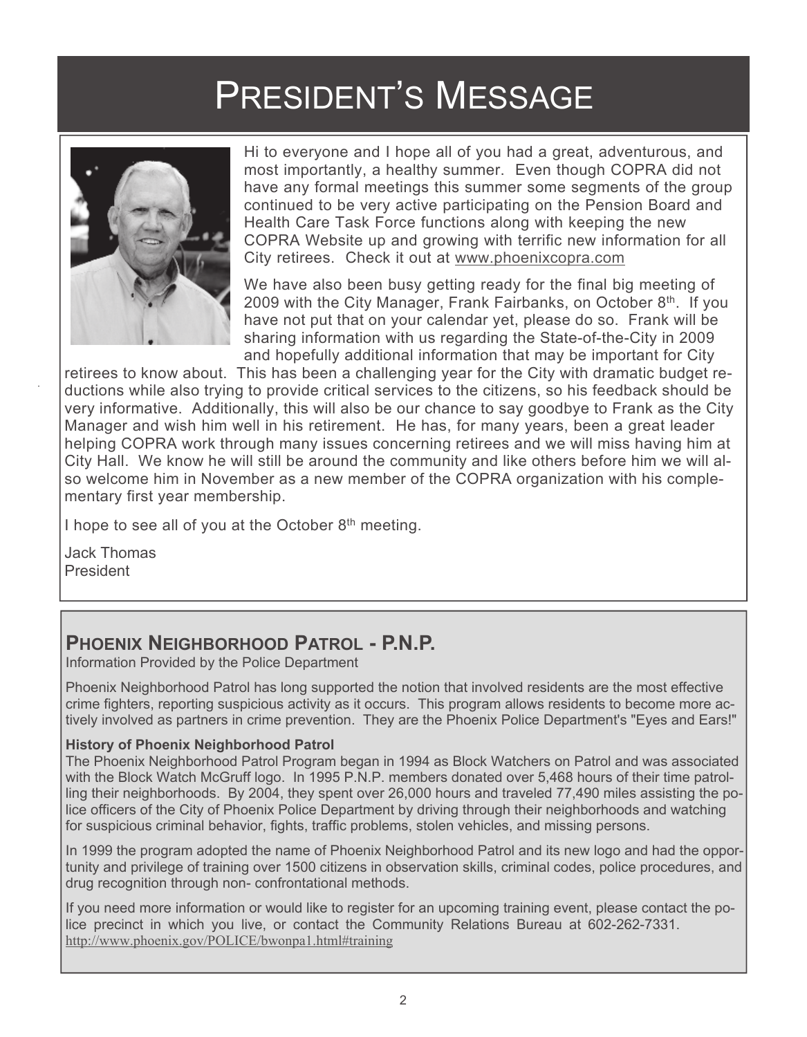# President's Message

Hi to everyone and I hope all of you had a great, adventurous, and most importantly, a healthy summer. Even though COPRA did not have any formal meetings this summer some segments of the group continued to be very active participating on the Pension Board and Health Care Task Force functions along with keeping the new COPRA Website up and growing with terrific new information for all City retirees. Check it out at www.phoenixcopra.com

We have also been busy getting ready for the final big meeting of 2009 with the City Manager, Frank Fairbanks, on October 8th. If you have not put that on your calendar yet, please do so. Frank will be sharing information with us regarding the State-of-the-City in 2009 and hopefully additional information that may be important for City retirees to know about. This has been a challenging year for the City with dramatic budget reductions while also trying to provide critical services to the citizens, so his feedback should be very informative. Additionally, this will also be our chance to say goodbye to Frank as the City Manager and wish him well in his retirement. He has, for many years, been a great leader helping COPRA work through many issues concerning retirees and we will miss having him at City Hall. We know he will still be around the community and like others before him we will also welcome him in November as a new member of the COPRA organization with his complementary first year membership.

I hope to see all of you at the October 8th meeting.

Jack Thomas
President

## Phoenix Neighborhood Patrol - P.N.P.

Information Provided by the Police Department

Phoenix Neighborhood Patrol has long supported the notion that involved residents are the most effective crime fighters, reporting suspicious activity as it occurs. This program allows residents to become more actively involved as partners in crime prevention. They are the Phoenix Police Department's "Eyes and Ears!"

**History of Phoenix Neighborhood Patrol**

The Phoenix Neighborhood Patrol Program began in 1994 as Block Watchers on Patrol and was associated with the Block Watch McGruff logo. In 1995 P.N.P. members donated over 5,468 hours of their time patrolling their neighborhoods. By 2004, they spent over 26,000 hours and traveled 77,490 miles assisting the police officers of the City of Phoenix Police Department by driving through their neighborhoods and watching for suspicious criminal behavior, fights, traffic problems, stolen vehicles, and missing persons.

In 1999 the program adopted the name of Phoenix Neighborhood Patrol and its new logo and had the opportunity and privilege of training over 1500 citizens in observation skills, criminal codes, police procedures, and drug recognition through non- confrontational methods.

If you need more information or would like to register for an upcoming training event, please contact the police precinct in which you live, or contact the Community Relations Bureau at 602-262-7331. http://www.phoenix.gov/POLICE/bwonpa1.html#training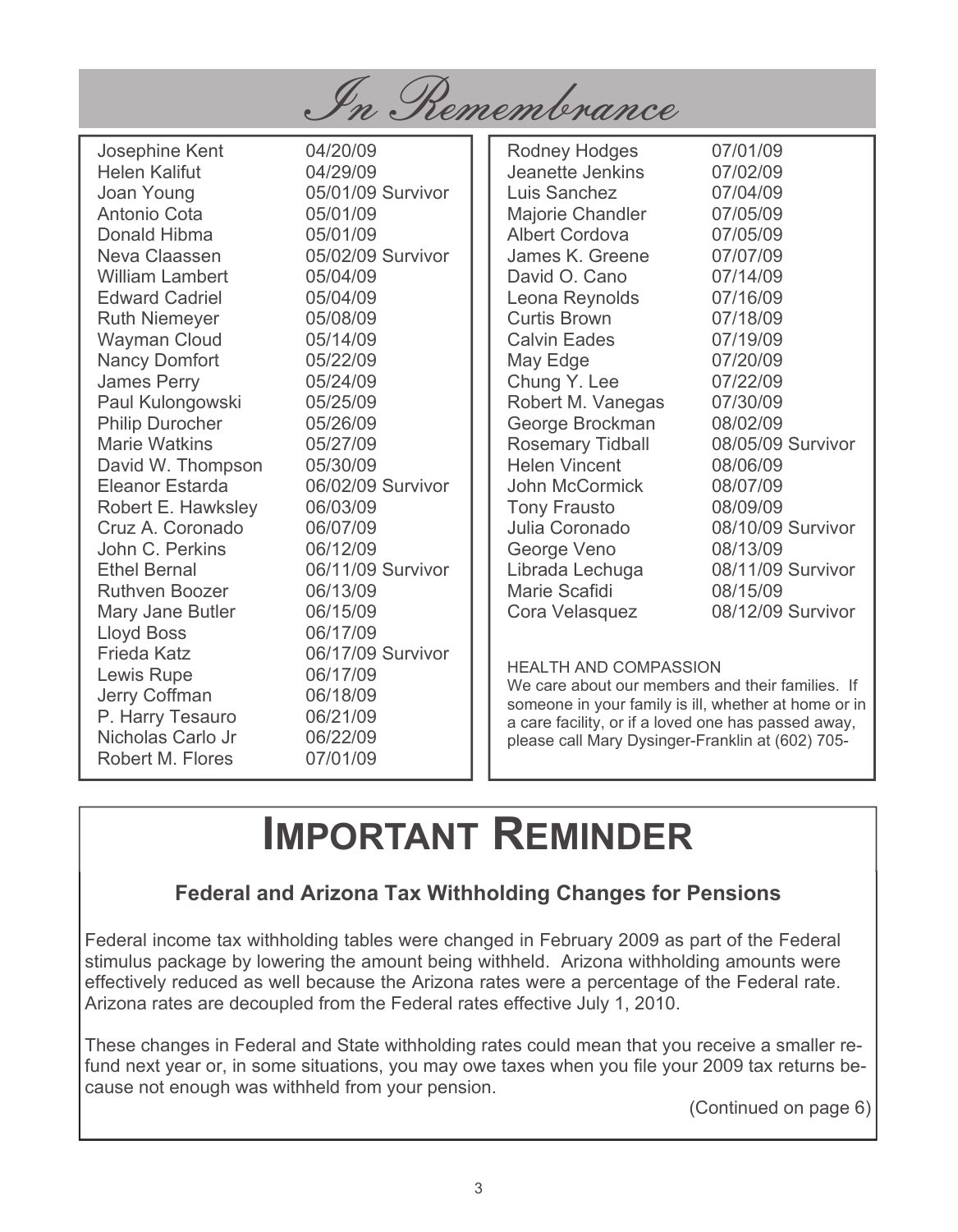# *In Remembrance*

| Name | Date |
|---|---|
| Josephine Kent | 04/20/09 |
| Helen Kalifut | 04/29/09 |
| Joan Young | 05/01/09 Survivor |
| Antonio Cota | 05/01/09 |
| Donald Hibma | 05/01/09 |
| Neva Claassen | 05/02/09 Survivor |
| William Lambert | 05/04/09 |
| Edward Cadriel | 05/04/09 |
| Ruth Niemeyer | 05/08/09 |
| Wayman Cloud | 05/14/09 |
| Nancy Domfort | 05/22/09 |
| James Perry | 05/24/09 |
| Paul Kulongowski | 05/25/09 |
| Philip Durocher | 05/26/09 |
| Marie Watkins | 05/27/09 |
| David W. Thompson | 05/30/09 |
| Eleanor Estarda | 06/02/09 Survivor |
| Robert E. Hawksley | 06/03/09 |
| Cruz A. Coronado | 06/07/09 |
| John C. Perkins | 06/12/09 |
| Ethel Bernal | 06/11/09 Survivor |
| Ruthven Boozer | 06/13/09 |
| Mary Jane Butler | 06/15/09 |
| Lloyd Boss | 06/17/09 |
| Frieda Katz | 06/17/09 Survivor |
| Lewis Rupe | 06/17/09 |
| Jerry Coffman | 06/18/09 |
| P. Harry Tesauro | 06/21/09 |
| Nicholas Carlo Jr | 06/22/09 |
| Robert M. Flores | 07/01/09 |
| Rodney Hodges | 07/01/09 |
| Jeanette Jenkins | 07/02/09 |
| Luis Sanchez | 07/04/09 |
| Majorie Chandler | 07/05/09 |
| Albert Cordova | 07/05/09 |
| James K. Greene | 07/07/09 |
| David O. Cano | 07/14/09 |
| Leona Reynolds | 07/16/09 |
| Curtis Brown | 07/18/09 |
| Calvin Eades | 07/19/09 |
| May Edge | 07/20/09 |
| Chung Y. Lee | 07/22/09 |
| Robert M. Vanegas | 07/30/09 |
| George Brockman | 08/02/09 |
| Rosemary Tidball | 08/05/09 Survivor |
| Helen Vincent | 08/06/09 |
| John McCormick | 08/07/09 |
| Tony Frausto | 08/09/09 |
| Julia Coronado | 08/10/09 Survivor |
| George Veno | 08/13/09 |
| Librada Lechuga | 08/11/09 Survivor |
| Marie Scafidi | 08/15/09 |
| Cora Velasquez | 08/12/09 Survivor |

HEALTH AND COMPASSION

We care about our members and their families. If someone in your family is ill, whether at home or in a care facility, or if a loved one has passed away, please call Mary Dysinger-Franklin at (602) 705-

# IMPORTANT REMINDER

## Federal and Arizona Tax Withholding Changes for Pensions

Federal income tax withholding tables were changed in February 2009 as part of the Federal stimulus package by lowering the amount being withheld. Arizona withholding amounts were effectively reduced as well because the Arizona rates were a percentage of the Federal rate. Arizona rates are decoupled from the Federal rates effective July 1, 2010.

These changes in Federal and State withholding rates could mean that you receive a smaller refund next year or, in some situations, you may owe taxes when you file your 2009 tax returns because not enough was withheld from your pension.

(Continued on page 6)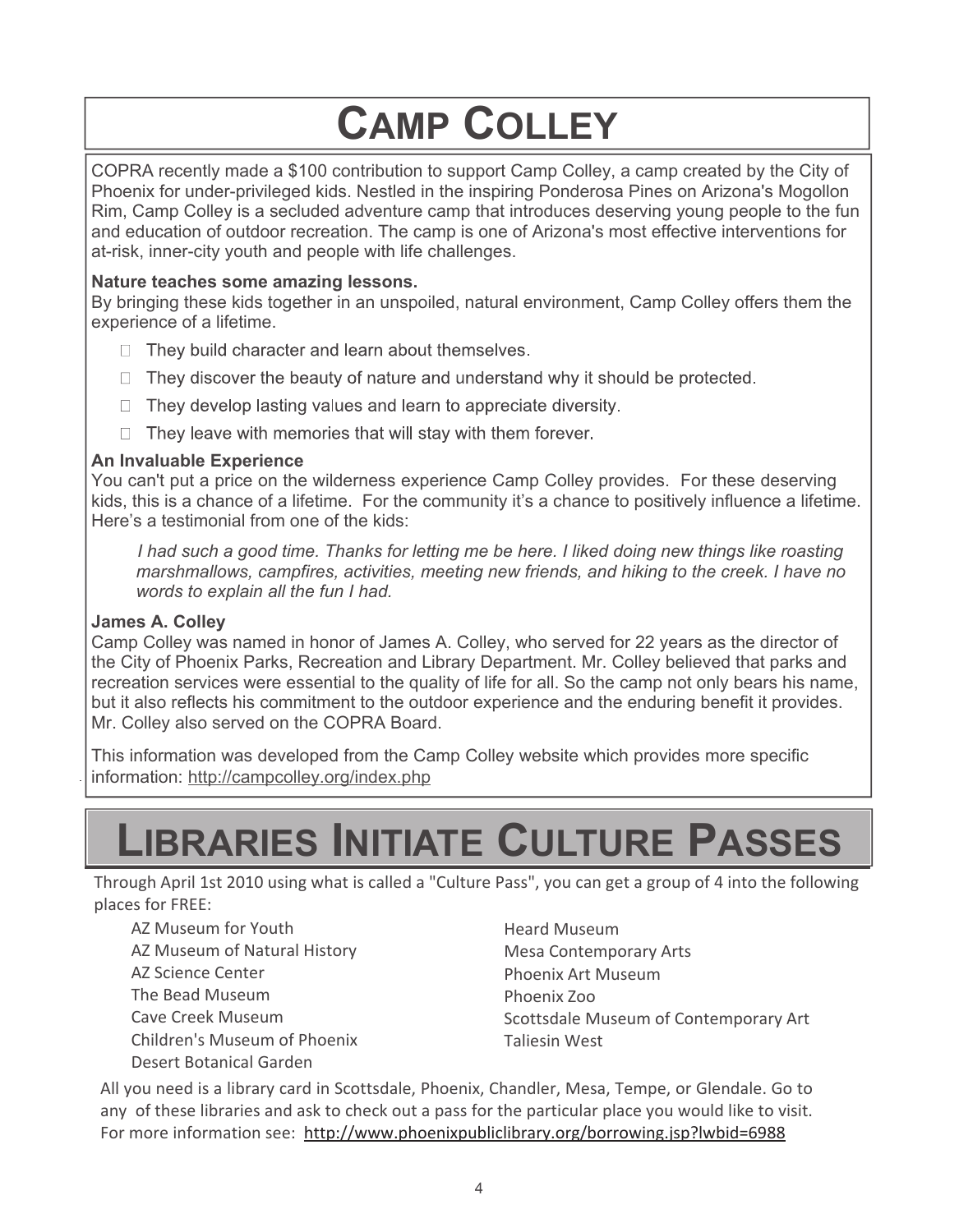# Camp Colley

COPRA recently made a $100 contribution to support Camp Colley, a camp created by the City of Phoenix for under-privileged kids. Nestled in the inspiring Ponderosa Pines on Arizona's Mogollon Rim, Camp Colley is a secluded adventure camp that introduces deserving young people to the fun and education of outdoor recreation. The camp is one of Arizona's most effective interventions for at-risk, inner-city youth and people with life challenges.

**Nature teaches some amazing lessons.**

By bringing these kids together in an unspoiled, natural environment, Camp Colley offers them the experience of a lifetime.

- They build character and learn about themselves.
- They discover the beauty of nature and understand why it should be protected.
- They develop lasting values and learn to appreciate diversity.
- They leave with memories that will stay with them forever.

**An Invaluable Experience**

You can't put a price on the wilderness experience Camp Colley provides. For these deserving kids, this is a chance of a lifetime. For the community it's a chance to positively influence a lifetime. Here's a testimonial from one of the kids:

> *I had such a good time. Thanks for letting me be here. I liked doing new things like roasting marshmallows, campfires, activities, meeting new friends, and hiking to the creek. I have no words to explain all the fun I had.*

**James A. Colley**

Camp Colley was named in honor of James A. Colley, who served for 22 years as the director of the City of Phoenix Parks, Recreation and Library Department. Mr. Colley believed that parks and recreation services were essential to the quality of life for all. So the camp not only bears his name, but it also reflects his commitment to the outdoor experience and the enduring benefit it provides. Mr. Colley also served on the COPRA Board.

This information was developed from the Camp Colley website which provides more specific information: http://campcolley.org/index.php

# Libraries Initiate Culture Passes

Through April 1st 2010 using what is called a "Culture Pass", you can get a group of 4 into the following places for FREE:

- AZ Museum for Youth
- AZ Museum of Natural History
- AZ Science Center
- The Bead Museum
- Cave Creek Museum
- Children's Museum of Phoenix
- Desert Botanical Garden
- Heard Museum
- Mesa Contemporary Arts
- Phoenix Art Museum
- Phoenix Zoo
- Scottsdale Museum of Contemporary Art
- Taliesin West

All you need is a library card in Scottsdale, Phoenix, Chandler, Mesa, Tempe, or Glendale. Go to any of these libraries and ask to check out a pass for the particular place you would like to visit. For more information see: http://www.phoenixpubliclibrary.org/borrowing.jsp?lwbid=6988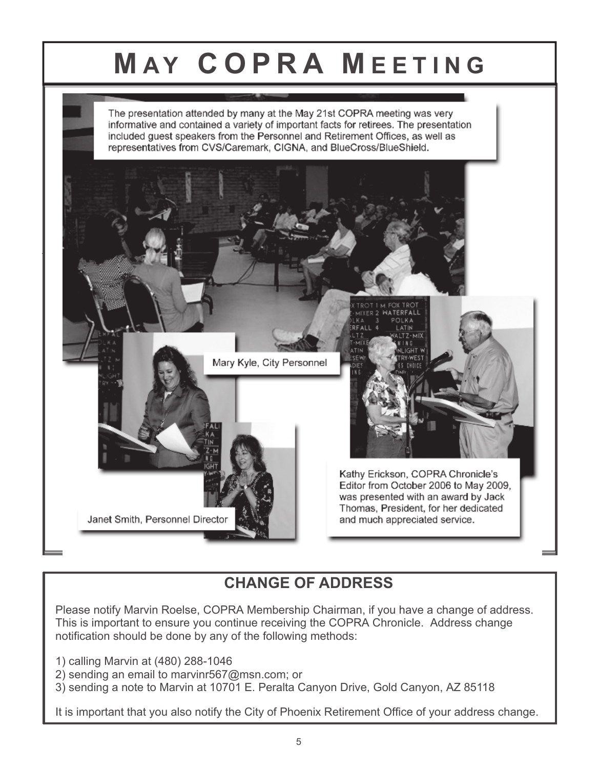# MAY COPRA MEETING

The presentation attended by many at the May 21st COPRA meeting was very informative and contained a variety of important facts for retirees. The presentation included guest speakers from the Personnel and Retirement Offices, as well as representatives from CVS/Caremark, CIGNA, and BlueCross/BlueShield.

Mary Kyle, City Personnel

Janet Smith, Personnel Director

Kathy Erickson, COPRA Chronicle's Editor from October 2006 to May 2009, was presented with an award by Jack Thomas, President, for her dedicated and much appreciated service.

## CHANGE OF ADDRESS

Please notify Marvin Roelse, COPRA Membership Chairman, if you have a change of address. This is important to ensure you continue receiving the COPRA Chronicle. Address change notification should be done by any of the following methods:

1) calling Marvin at (480) 288-1046
2) sending an email to marvinr567@msn.com; or
3) sending a note to Marvin at 10701 E. Peralta Canyon Drive, Gold Canyon, AZ 85118

It is important that you also notify the City of Phoenix Retirement Office of your address change.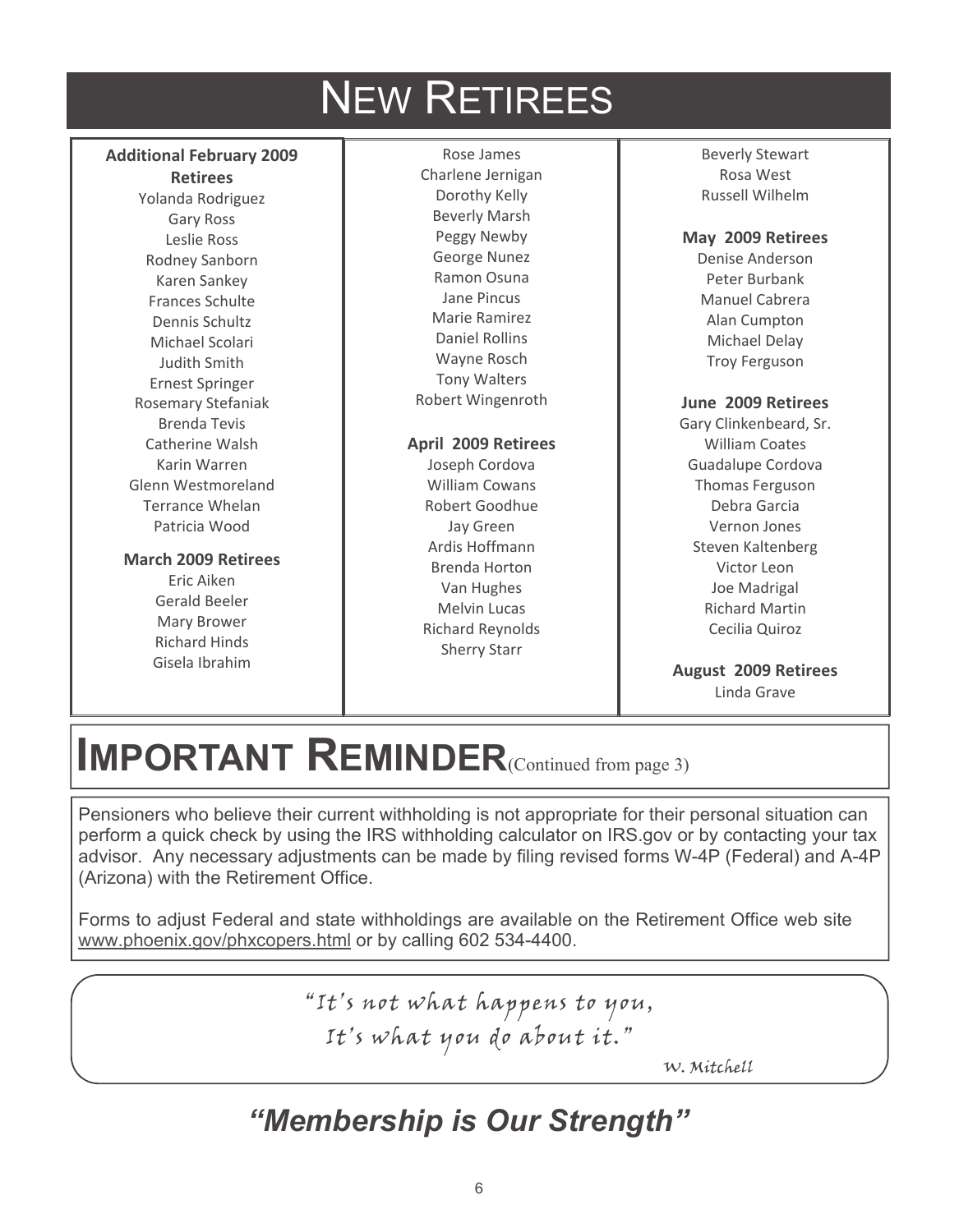# NEW RETIREES

**Additional February 2009 Retirees**

Yolanda Rodriguez
Gary Ross
Leslie Ross
Rodney Sanborn
Karen Sankey
Frances Schulte
Dennis Schultz
Michael Scolari
Judith Smith
Ernest Springer
Rosemary Stefaniak
Brenda Tevis
Catherine Walsh
Karin Warren
Glenn Westmoreland
Terrance Whelan
Patricia Wood

**March 2009 Retirees**

Eric Aiken
Gerald Beeler
Mary Brower
Richard Hinds
Gisela Ibrahim
Rose James
Charlene Jernigan
Dorothy Kelly
Beverly Marsh
Peggy Newby
George Nunez
Ramon Osuna
Jane Pincus
Marie Ramirez
Daniel Rollins
Wayne Rosch
Tony Walters
Robert Wingenroth

**April 2009 Retirees**

Joseph Cordova
William Cowans
Robert Goodhue
Jay Green
Ardis Hoffmann
Brenda Horton
Van Hughes
Melvin Lucas
Richard Reynolds
Sherry Starr
Beverly Stewart
Rosa West
Russell Wilhelm

**May 2009 Retirees**

Denise Anderson
Peter Burbank
Manuel Cabrera
Alan Cumpton
Michael Delay
Troy Ferguson

**June 2009 Retirees**

Gary Clinkenbeard, Sr.
William Coates
Guadalupe Cordova
Thomas Ferguson
Debra Garcia
Vernon Jones
Steven Kaltenberg
Victor Leon
Joe Madrigal
Richard Martin
Cecilia Quiroz

**August 2009 Retirees**

Linda Grave

# IMPORTANT REMINDER (Continued from page 3)

Pensioners who believe their current withholding is not appropriate for their personal situation can perform a quick check by using the IRS withholding calculator on IRS.gov or by contacting your tax advisor. Any necessary adjustments can be made by filing revised forms W-4P (Federal) and A-4P (Arizona) with the Retirement Office.

Forms to adjust Federal and state withholdings are available on the Retirement Office web site www.phoenix.gov/phxcopers.html or by calling 602 534-4400.

*"It's not what happens to you,*
*It's what you do about it."*

*W. Mitchell*

## *"Membership is Our Strength"*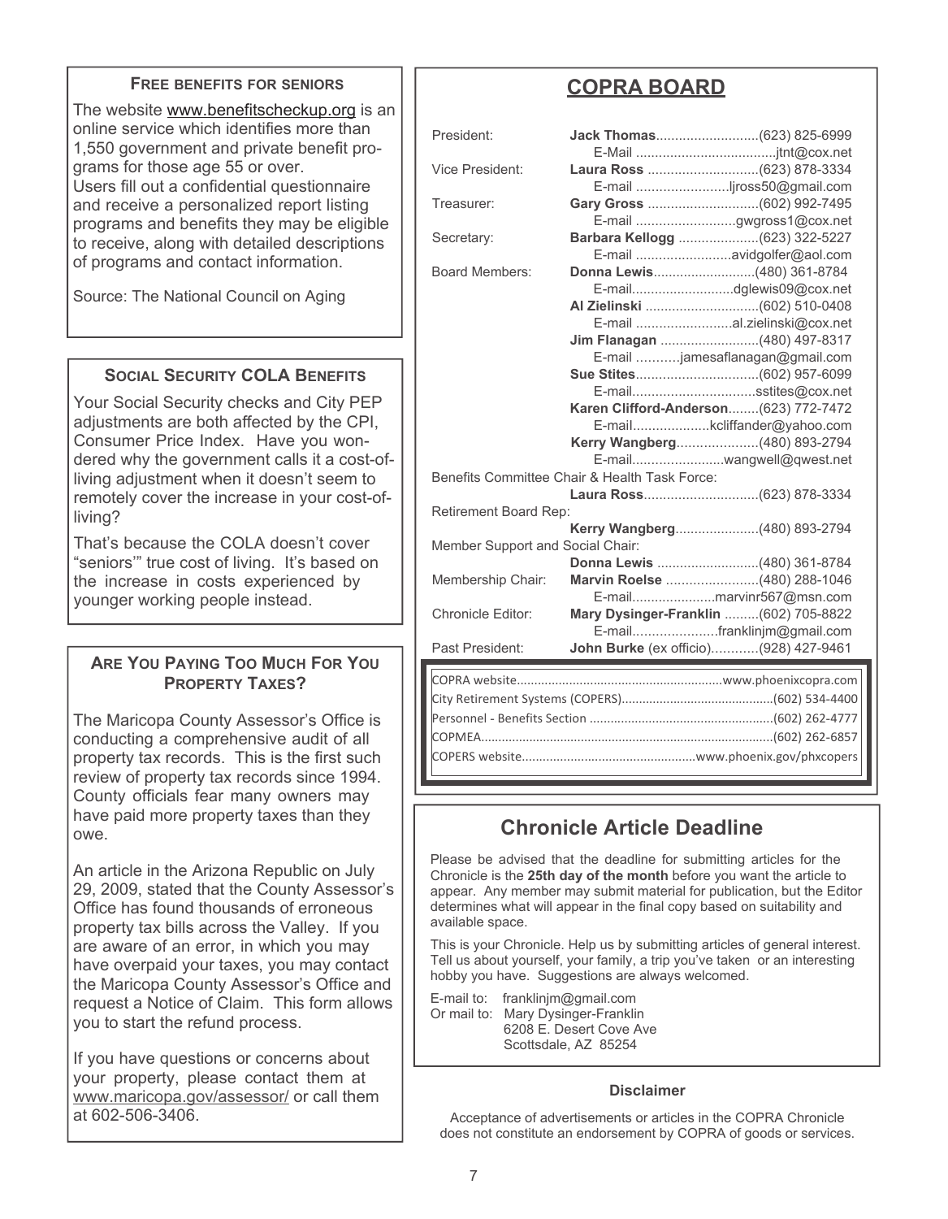### Free benefits for seniors

The website www.benefitscheckup.org is an online service which identifies more than 1,550 government and private benefit programs for those age 55 or over. Users fill out a confidential questionnaire and receive a personalized report listing programs and benefits they may be eligible to receive, along with detailed descriptions of programs and contact information.

Source: The National Council on Aging

### Social Security COLA Benefits

Your Social Security checks and City PEP adjustments are both affected by the CPI, Consumer Price Index. Have you wondered why the government calls it a cost-of-living adjustment when it doesn't seem to remotely cover the increase in your cost-of-living?

That's because the COLA doesn't cover "seniors'" true cost of living. It's based on the increase in costs experienced by younger working people instead.

### Are You Paying Too Much For You Property Taxes?

The Maricopa County Assessor's Office is conducting a comprehensive audit of all property tax records. This is the first such review of property tax records since 1994. County officials fear many owners may have paid more property taxes than they owe.

An article in the Arizona Republic on July 29, 2009, stated that the County Assessor's Office has found thousands of erroneous property tax bills across the Valley. If you are aware of an error, in which you may have overpaid your taxes, you may contact the Maricopa County Assessor's Office and request a Notice of Claim. This form allows you to start the refund process.

If you have questions or concerns about your property, please contact them at www.maricopa.gov/assessor/ or call them at 602-506-3406.

## COPRA BOARD

| | | |
|---|---|---|
| President: | **Jack Thomas** | (623) 825-6999 |
| | E-Mail | jtnt@cox.net |
| Vice President: | **Laura Ross** | (623) 878-3334 |
| | E-mail | ljross50@gmail.com |
| Treasurer: | **Gary Gross** | (602) 992-7495 |
| | E-mail | gwgross1@cox.net |
| Secretary: | **Barbara Kellogg** | (623) 322-5227 |
| | E-mail | avidgolfer@aol.com |
| Board Members: | **Donna Lewis** | (480) 361-8784 |
| | E-mail | dglewis09@cox.net |
| | **Al Zielinski** | (602) 510-0408 |
| | E-mail | al.zielinski@cox.net |
| | **Jim Flanagan** | (480) 497-8317 |
| | E-mail | jamesaflanagan@gmail.com |
| | **Sue Stites** | (602) 957-6099 |
| | E-mail | sstites@cox.net |
| | **Karen Clifford-Anderson** | (623) 772-7472 |
| | E-mail | kcliffander@yahoo.com |
| | **Kerry Wangberg** | (480) 893-2794 |
| | E-mail | wangwell@qwest.net |
| Benefits Committee Chair & Health Task Force: | **Laura Ross** | (623) 878-3334 |
| Retirement Board Rep: | **Kerry Wangberg** | (480) 893-2794 |
| Member Support and Social Chair: | **Donna Lewis** | (480) 361-8784 |
| Membership Chair: | **Marvin Roelse** | (480) 288-1046 |
| | E-mail | marvinr567@msn.com |
| Chronicle Editor: | **Mary Dysinger-Franklin** | (602) 705-8822 |
| | E-mail | franklinjm@gmail.com |
| Past President: | **John Burke** (ex officio) | (928) 427-9461 |

| | |
|---|---|
| COPRA website | www.phoenixcopra.com |
| City Retirement Systems (COPERS) | (602) 534-4400 |
| Personnel - Benefits Section | (602) 262-4777 |
| COPMEA | (602) 262-6857 |
| COPERS website | www.phoenix.gov/phxcopers |

## Chronicle Article Deadline

Please be advised that the deadline for submitting articles for the Chronicle is the **25th day of the month** before you want the article to appear. Any member may submit material for publication, but the Editor determines what will appear in the final copy based on suitability and available space.

This is your Chronicle. Help us by submitting articles of general interest. Tell us about yourself, your family, a trip you've taken or an interesting hobby you have. Suggestions are always welcomed.

E-mail to: franklinjm@gmail.com
Or mail to: Mary Dysinger-Franklin
6208 E. Desert Cove Ave
Scottsdale, AZ 85254

**Disclaimer**

Acceptance of advertisements or articles in the COPRA Chronicle does not constitute an endorsement by COPRA of goods or services.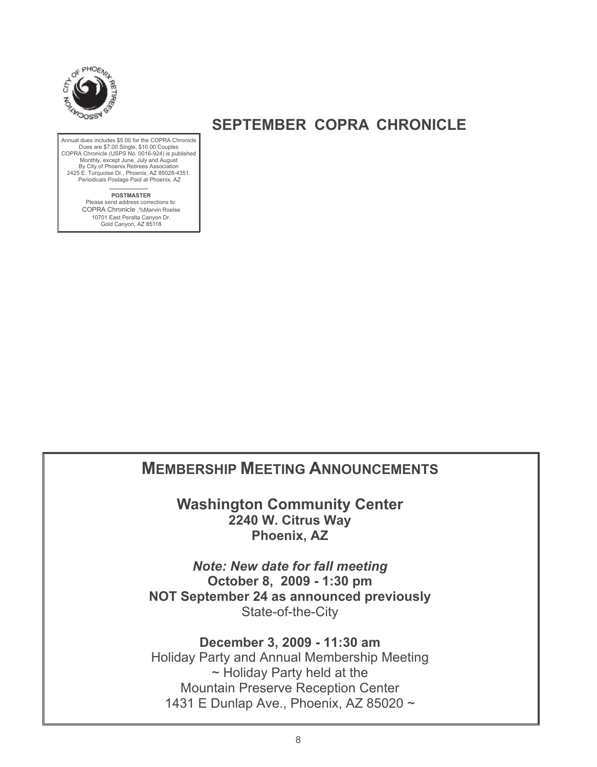# SEPTEMBER COPRA CHRONICLE

Annual dues includes $5.00 for the COPRA Chronicle
Dues are $7.00 Single, $10.00 Couples
COPRA Chronicle (USPS No. 0016-924) is published
Monthly, except June, July and August
By City of Phoenix Retirees Association
2425 E. Turquoise Dr., Phoenix, AZ 85028-4351.
Periodicals Postage Paid at Phoenix, AZ

**POSTMASTER**
Please send address corrections to:
COPRA Chronicle ,%Marvin Roelse
10701 East Peralta Canyon Dr.
Gold Canyon, AZ 85118

## MEMBERSHIP MEETING ANNOUNCEMENTS

**Washington Community Center**
**2240 W. Citrus Way**
**Phoenix, AZ**

***Note: New date for fall meeting***
**October 8, 2009 - 1:30 pm**
**NOT September 24 as announced previously**
State-of-the-City

**December 3, 2009 - 11:30 am**
Holiday Party and Annual Membership Meeting
~ Holiday Party held at the
Mountain Preserve Reception Center
1431 E Dunlap Ave., Phoenix, AZ 85020 ~